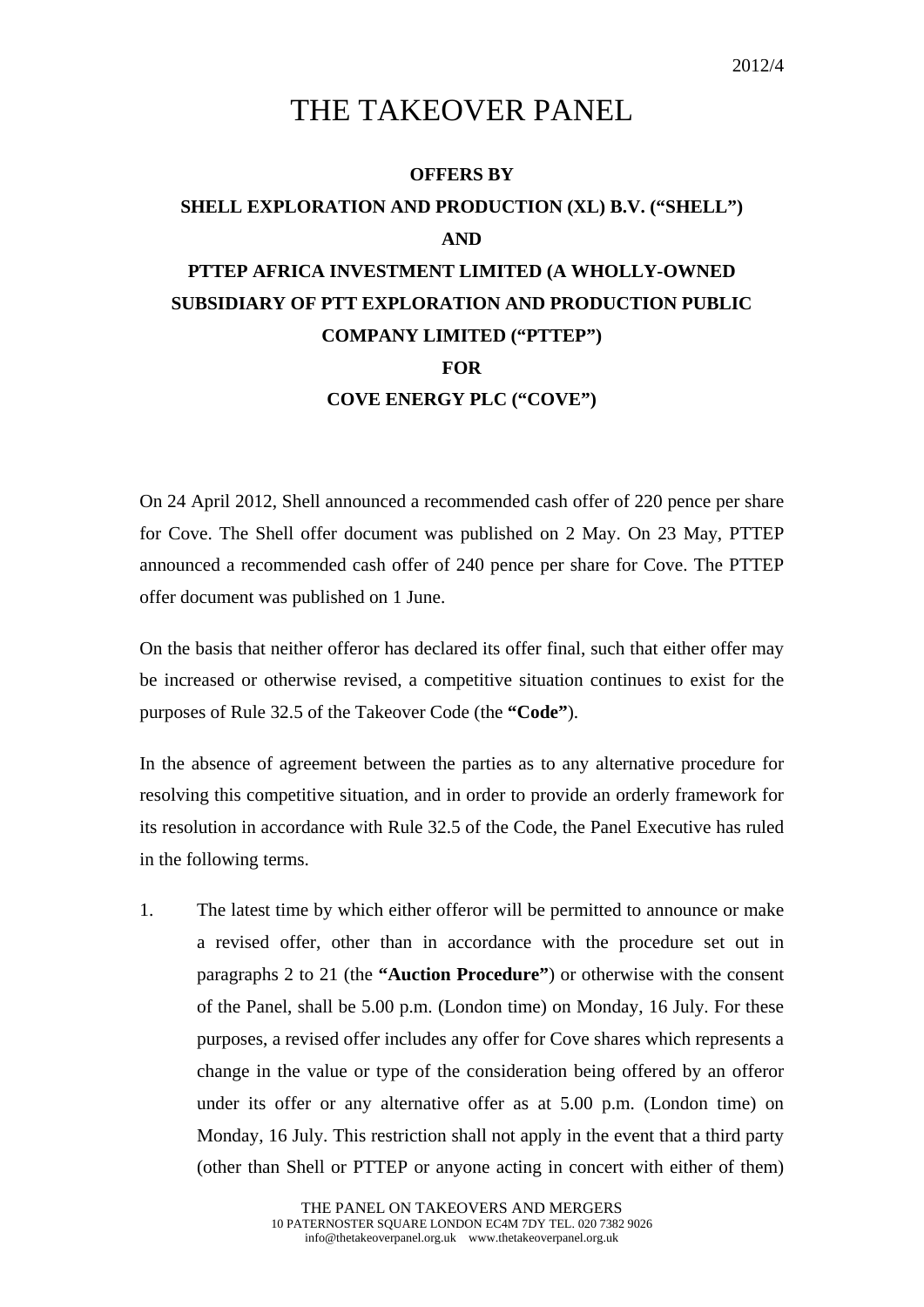2012/4

# THE TAKEOVER PANEL

**OFFERS BY**

**SHELL EXPLORATION AND PRODUCTION (XL) B.V. ("SHELL")**

**AND**

**PTTEP AFRICA INVESTMENT LIMITED (A WHOLLY-OWNED SUBSIDIARY OF PTT EXPLORATION AND PRODUCTION PUBLIC COMPANY LIMITED ("PTTEP")**

**FOR**

**COVE ENERGY PLC ("COVE")**

On 24 April 2012, Shell announced a recommended cash offer of 220 pence per share for Cove. The Shell offer document was published on 2 May. On 23 May, PTTEP announced a recommended cash offer of 240 pence per share for Cove. The PTTEP offer document was published on 1 June.

On the basis that neither offeror has declared its offer final, such that either offer may be increased or otherwise revised, a competitive situation continues to exist for the purposes of Rule 32.5 of the Takeover Code (the **"Code"**).

In the absence of agreement between the parties as to any alternative procedure for resolving this competitive situation, and in order to provide an orderly framework for its resolution in accordance with Rule 32.5 of the Code, the Panel Executive has ruled in the following terms.

1. The latest time by which either offeror will be permitted to announce or make a revised offer, other than in accordance with the procedure set out in paragraphs 2 to 21 (the **"Auction Procedure"**) or otherwise with the consent of the Panel, shall be 5.00 p.m. (London time) on Monday, 16 July. For these purposes, a revised offer includes any offer for Cove shares which represents a change in the value or type of the consideration being offered by an offeror under its offer or any alternative offer as at 5.00 p.m. (London time) on Monday, 16 July. This restriction shall not apply in the event that a third party (other than Shell or PTTEP or anyone acting in concert with either of them)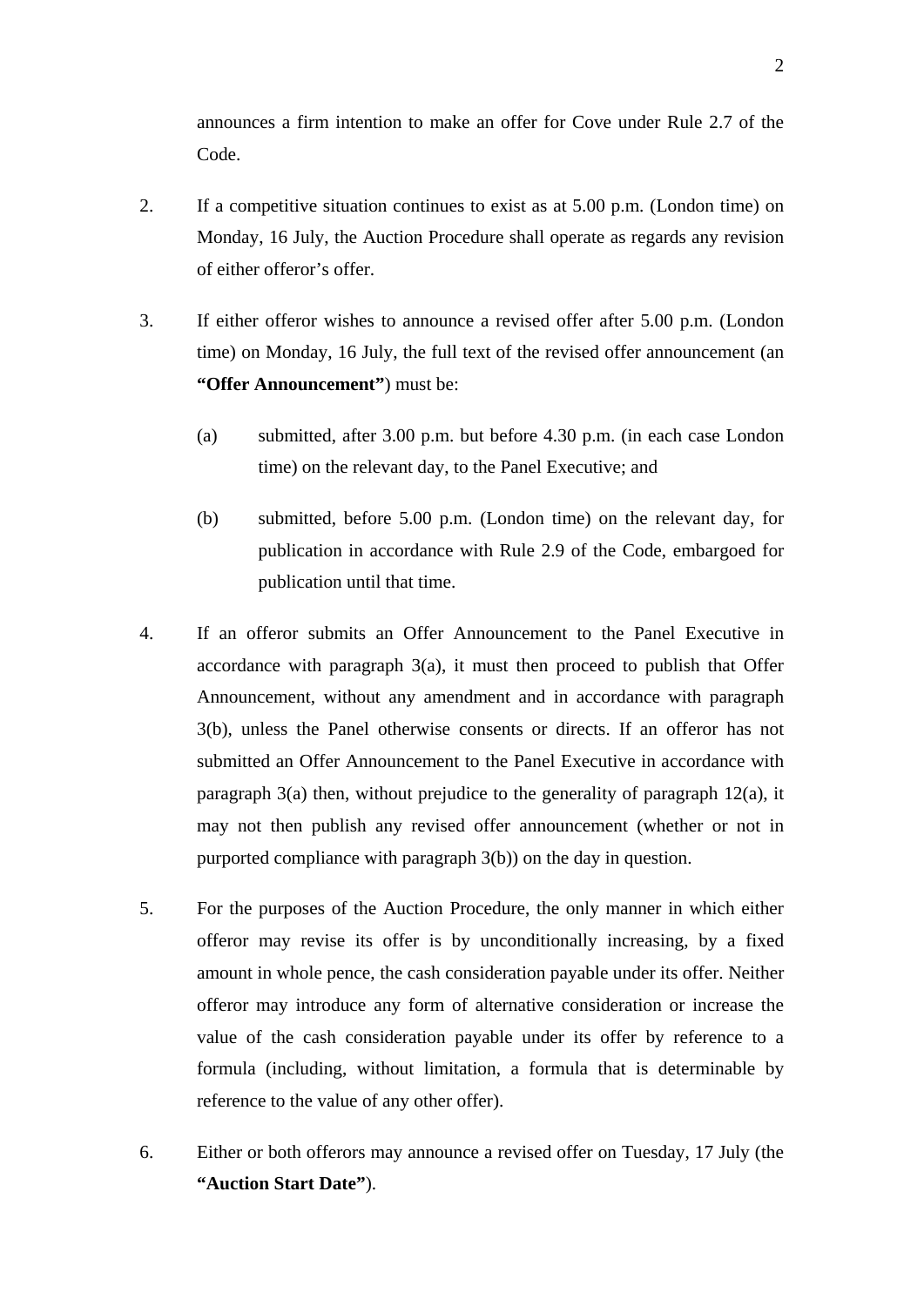announces a firm intention to make an offer for Cove under Rule 2.7 of the Code.

2. If a competitive situation continues to exist as at 5.00 p.m. (London time) on Monday, 16 July, the Auction Procedure shall operate as regards any revision of either offeror's offer.

3. If either offeror wishes to announce a revised offer after 5.00 p.m. (London time) on Monday, 16 July, the full text of the revised offer announcement (an **"Offer Announcement"**) must be:

   (a) submitted, after 3.00 p.m. but before 4.30 p.m. (in each case London time) on the relevant day, to the Panel Executive; and

   (b) submitted, before 5.00 p.m. (London time) on the relevant day, for publication in accordance with Rule 2.9 of the Code, embargoed for publication until that time.

4. If an offeror submits an Offer Announcement to the Panel Executive in accordance with paragraph 3(a), it must then proceed to publish that Offer Announcement, without any amendment and in accordance with paragraph 3(b), unless the Panel otherwise consents or directs. If an offeror has not submitted an Offer Announcement to the Panel Executive in accordance with paragraph 3(a) then, without prejudice to the generality of paragraph 12(a), it may not then publish any revised offer announcement (whether or not in purported compliance with paragraph 3(b)) on the day in question.

5. For the purposes of the Auction Procedure, the only manner in which either offeror may revise its offer is by unconditionally increasing, by a fixed amount in whole pence, the cash consideration payable under its offer. Neither offeror may introduce any form of alternative consideration or increase the value of the cash consideration payable under its offer by reference to a formula (including, without limitation, a formula that is determinable by reference to the value of any other offer).

6. Either or both offerors may announce a revised offer on Tuesday, 17 July (the **"Auction Start Date"**).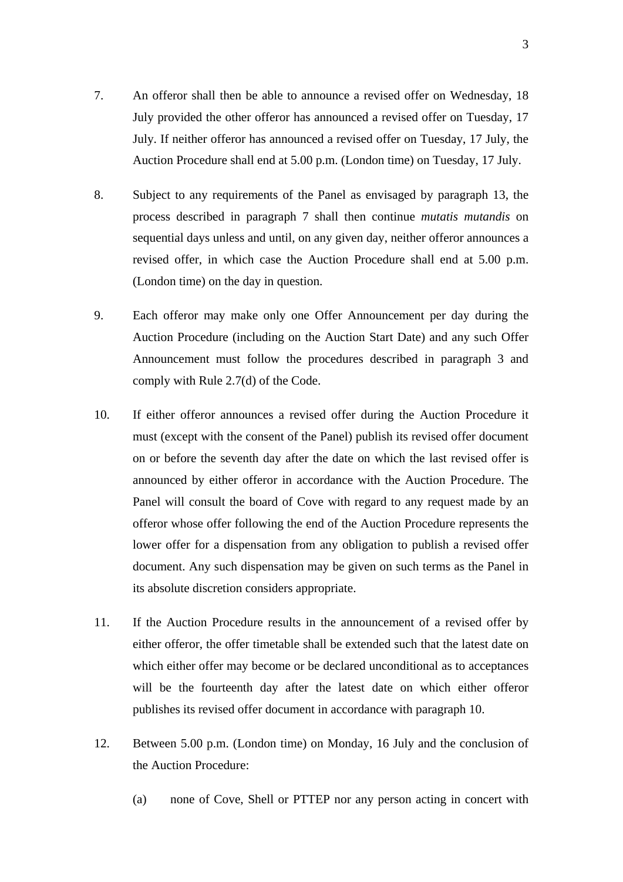7. An offeror shall then be able to announce a revised offer on Wednesday, 18 July provided the other offeror has announced a revised offer on Tuesday, 17 July. If neither offeror has announced a revised offer on Tuesday, 17 July, the Auction Procedure shall end at 5.00 p.m. (London time) on Tuesday, 17 July.

8. Subject to any requirements of the Panel as envisaged by paragraph 13, the process described in paragraph 7 shall then continue *mutatis mutandis* on sequential days unless and until, on any given day, neither offeror announces a revised offer, in which case the Auction Procedure shall end at 5.00 p.m. (London time) on the day in question.

9. Each offeror may make only one Offer Announcement per day during the Auction Procedure (including on the Auction Start Date) and any such Offer Announcement must follow the procedures described in paragraph 3 and comply with Rule 2.7(d) of the Code.

10. If either offeror announces a revised offer during the Auction Procedure it must (except with the consent of the Panel) publish its revised offer document on or before the seventh day after the date on which the last revised offer is announced by either offeror in accordance with the Auction Procedure. The Panel will consult the board of Cove with regard to any request made by an offeror whose offer following the end of the Auction Procedure represents the lower offer for a dispensation from any obligation to publish a revised offer document. Any such dispensation may be given on such terms as the Panel in its absolute discretion considers appropriate.

11. If the Auction Procedure results in the announcement of a revised offer by either offeror, the offer timetable shall be extended such that the latest date on which either offer may become or be declared unconditional as to acceptances will be the fourteenth day after the latest date on which either offeror publishes its revised offer document in accordance with paragraph 10.

12. Between 5.00 p.m. (London time) on Monday, 16 July and the conclusion of the Auction Procedure:

    (a) none of Cove, Shell or PTTEP nor any person acting in concert with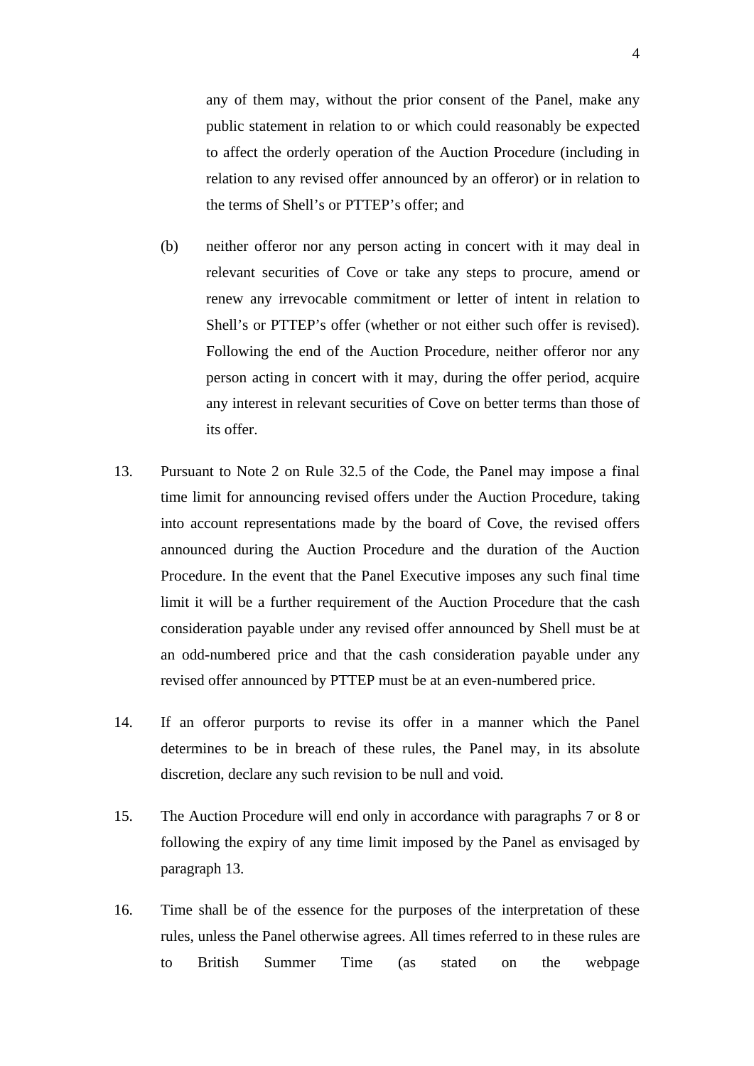any of them may, without the prior consent of the Panel, make any public statement in relation to or which could reasonably be expected to affect the orderly operation of the Auction Procedure (including in relation to any revised offer announced by an offeror) or in relation to the terms of Shell's or PTTEP's offer; and

(b) neither offeror nor any person acting in concert with it may deal in relevant securities of Cove or take any steps to procure, amend or renew any irrevocable commitment or letter of intent in relation to Shell's or PTTEP's offer (whether or not either such offer is revised). Following the end of the Auction Procedure, neither offeror nor any person acting in concert with it may, during the offer period, acquire any interest in relevant securities of Cove on better terms than those of its offer.

13. Pursuant to Note 2 on Rule 32.5 of the Code, the Panel may impose a final time limit for announcing revised offers under the Auction Procedure, taking into account representations made by the board of Cove, the revised offers announced during the Auction Procedure and the duration of the Auction Procedure. In the event that the Panel Executive imposes any such final time limit it will be a further requirement of the Auction Procedure that the cash consideration payable under any revised offer announced by Shell must be at an odd-numbered price and that the cash consideration payable under any revised offer announced by PTTEP must be at an even-numbered price.

14. If an offeror purports to revise its offer in a manner which the Panel determines to be in breach of these rules, the Panel may, in its absolute discretion, declare any such revision to be null and void.

15. The Auction Procedure will end only in accordance with paragraphs 7 or 8 or following the expiry of any time limit imposed by the Panel as envisaged by paragraph 13.

16. Time shall be of the essence for the purposes of the interpretation of these rules, unless the Panel otherwise agrees. All times referred to in these rules are to British Summer Time (as stated on the webpage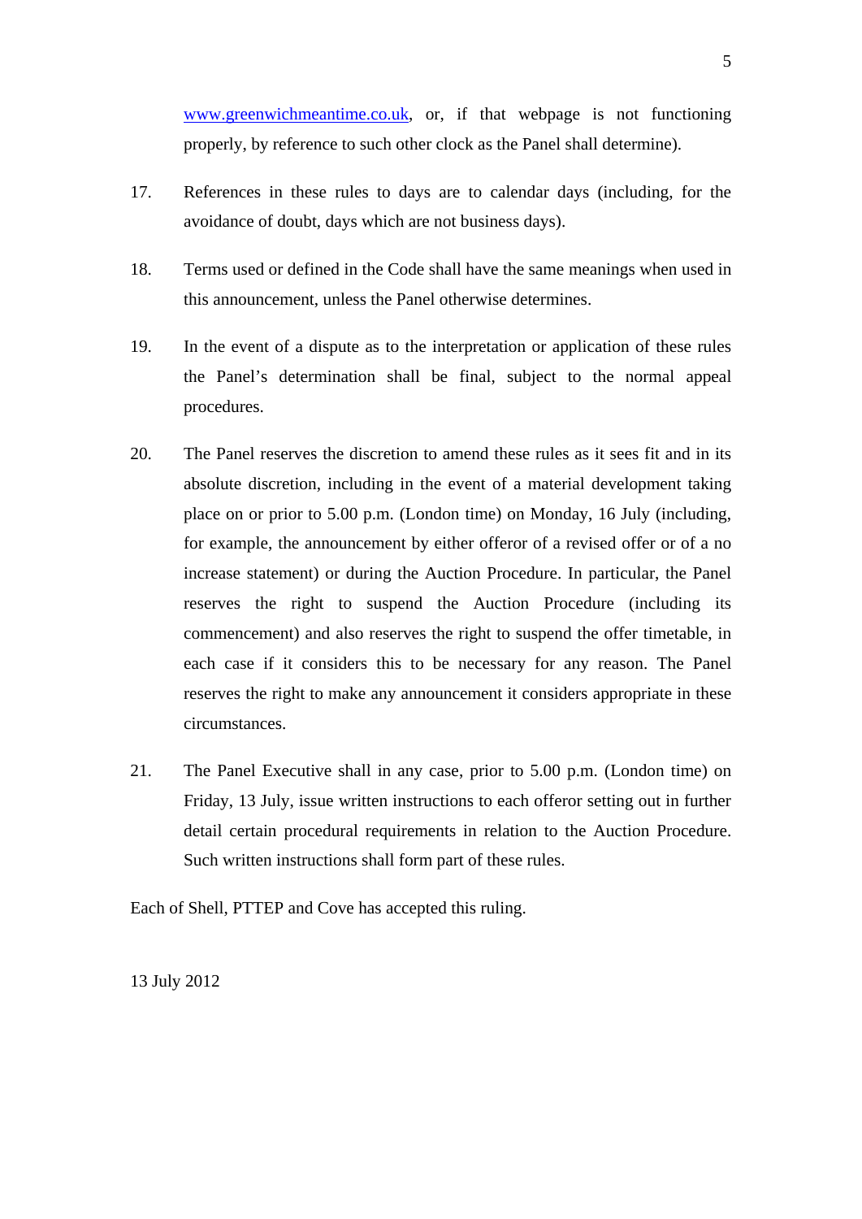www.greenwichmeantime.co.uk, or, if that webpage is not functioning properly, by reference to such other clock as the Panel shall determine).

17. References in these rules to days are to calendar days (including, for the avoidance of doubt, days which are not business days).

18. Terms used or defined in the Code shall have the same meanings when used in this announcement, unless the Panel otherwise determines.

19. In the event of a dispute as to the interpretation or application of these rules the Panel's determination shall be final, subject to the normal appeal procedures.

20. The Panel reserves the discretion to amend these rules as it sees fit and in its absolute discretion, including in the event of a material development taking place on or prior to 5.00 p.m. (London time) on Monday, 16 July (including, for example, the announcement by either offeror of a revised offer or of a no increase statement) or during the Auction Procedure. In particular, the Panel reserves the right to suspend the Auction Procedure (including its commencement) and also reserves the right to suspend the offer timetable, in each case if it considers this to be necessary for any reason. The Panel reserves the right to make any announcement it considers appropriate in these circumstances.

21. The Panel Executive shall in any case, prior to 5.00 p.m. (London time) on Friday, 13 July, issue written instructions to each offeror setting out in further detail certain procedural requirements in relation to the Auction Procedure. Such written instructions shall form part of these rules.

Each of Shell, PTTEP and Cove has accepted this ruling.

13 July 2012